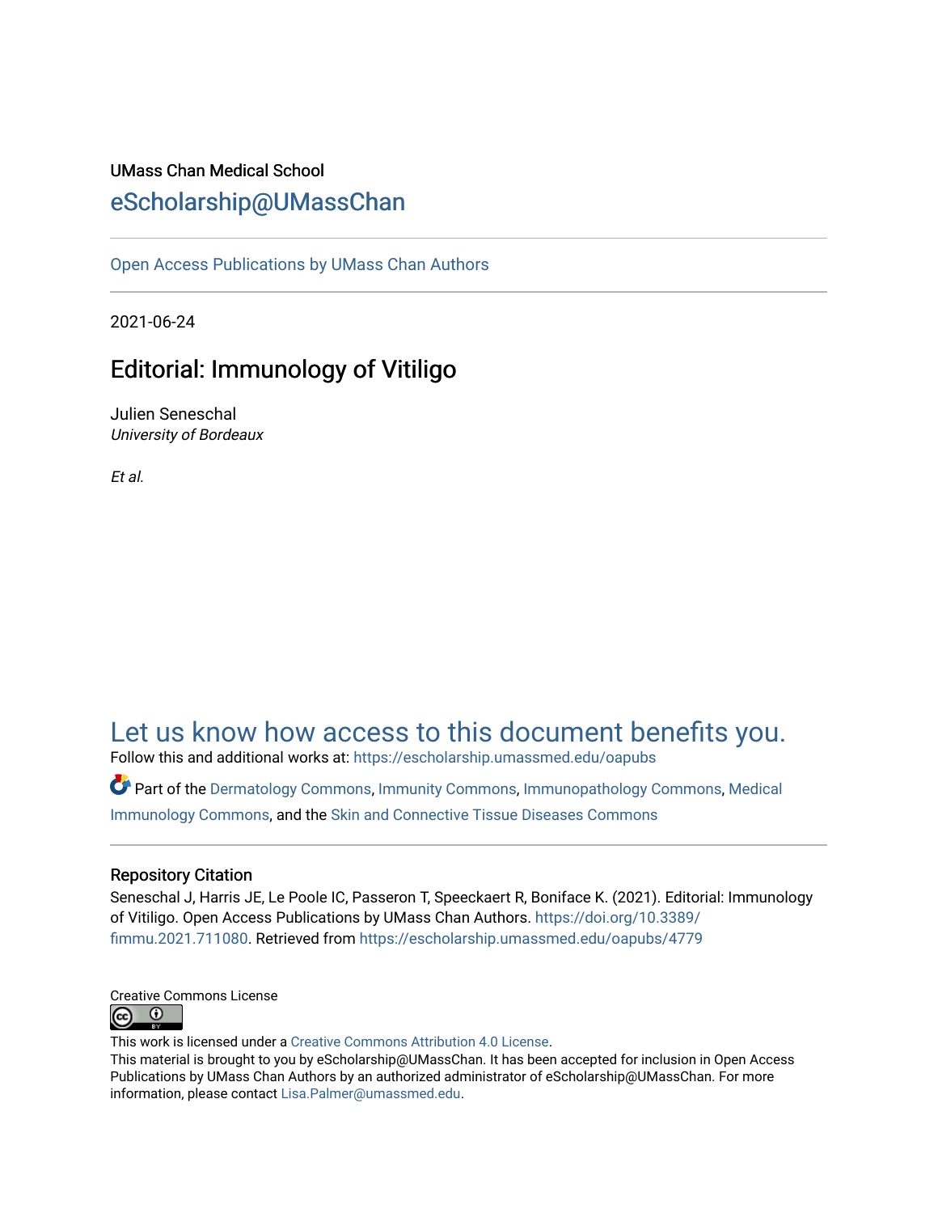UMass Chan Medical School

## eScholarship@UMassChan

Open Access Publications by UMass Chan Authors

2021-06-24

# Editorial: Immunology of Vitiligo

Julien Seneschal
*University of Bordeaux*

*Et al.*

## Let us know how access to this document benefits you.

Follow this and additional works at: https://escholarship.umassmed.edu/oapubs

Part of the Dermatology Commons, Immunity Commons, Immunopathology Commons, Medical Immunology Commons, and the Skin and Connective Tissue Diseases Commons

### Repository Citation

Seneschal J, Harris JE, Le Poole IC, Passeron T, Speeckaert R, Boniface K. (2021). Editorial: Immunology of Vitiligo. Open Access Publications by UMass Chan Authors. https://doi.org/10.3389/fimmu.2021.711080. Retrieved from https://escholarship.umassmed.edu/oapubs/4779

Creative Commons License

This work is licensed under a Creative Commons Attribution 4.0 License.
This material is brought to you by eScholarship@UMassChan. It has been accepted for inclusion in Open Access Publications by UMass Chan Authors by an authorized administrator of eScholarship@UMassChan. For more information, please contact Lisa.Palmer@umassmed.edu.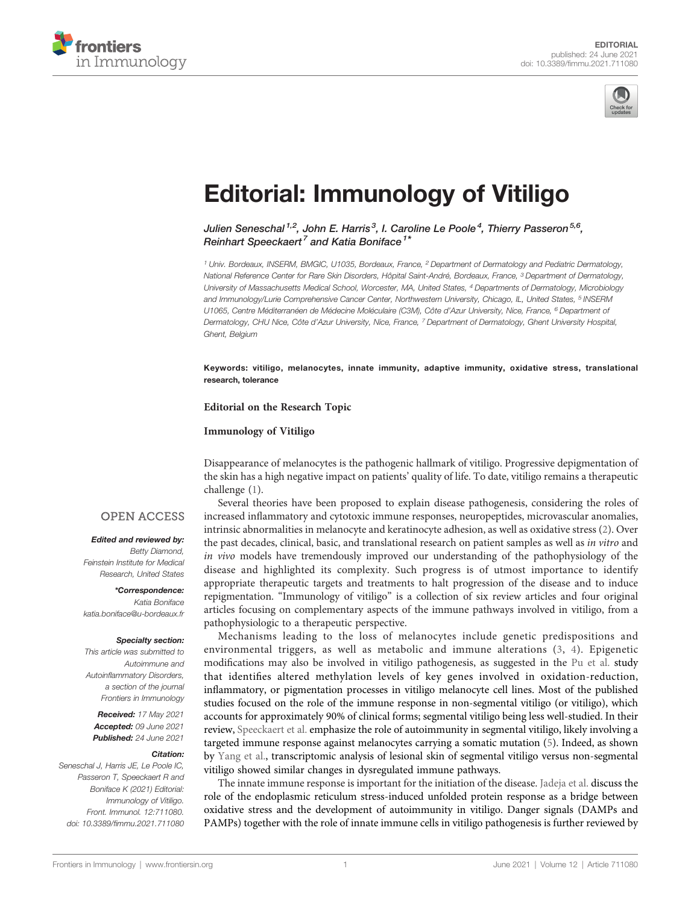# Editorial: Immunology of Vitiligo

Julien Seneschal[1,2], John E. Harris[3], I. Caroline Le Poole[4], Thierry Passeron[5,6], Reinhart Speeckaert[7] and Katia Boniface[1*]

[1] Univ. Bordeaux, INSERM, BMGIC, U1035, Bordeaux, France, [2] Department of Dermatology and Pediatric Dermatology, National Reference Center for Rare Skin Disorders, Hôpital Saint-André, Bordeaux, France, [3] Department of Dermatology, University of Massachusetts Medical School, Worcester, MA, United States, [4] Departments of Dermatology, Microbiology and Immunology/Lurie Comprehensive Cancer Center, Northwestern University, Chicago, IL, United States, [5] INSERM U1065, Centre Méditerranéen de Médecine Moléculaire (C3M), Côte d'Azur University, Nice, France, [6] Department of Dermatology, CHU Nice, Côte d'Azur University, Nice, France, [7] Department of Dermatology, Ghent University Hospital, Ghent, Belgium

**Keywords: vitiligo, melanocytes, innate immunity, adaptive immunity, oxidative stress, translational research, tolerance**

**Editorial on the Research Topic**

**Immunology of Vitiligo**

OPEN ACCESS

***Edited and reviewed by:***
*Betty Diamond, Feinstein Institute for Medical Research, United States*

***\*Correspondence:***
*Katia Boniface*
*katia.boniface@u-bordeaux.fr*

***Specialty section:***
*This article was submitted to Autoimmune and Autoinflammatory Disorders, a section of the journal Frontiers in Immunology*

***Received:*** *17 May 2021*
***Accepted:*** *09 June 2021*
***Published:*** *24 June 2021*

***Citation:***
*Seneschal J, Harris JE, Le Poole IC, Passeron T, Speeckaert R and Boniface K (2021) Editorial: Immunology of Vitiligo. Front. Immunol. 12:711080. doi: 10.3389/fimmu.2021.711080*

Disappearance of melanocytes is the pathogenic hallmark of vitiligo. Progressive depigmentation of the skin has a high negative impact on patients' quality of life. To date, vitiligo remains a therapeutic challenge (1).

Several theories have been proposed to explain disease pathogenesis, considering the roles of increased inflammatory and cytotoxic immune responses, neuropeptides, microvascular anomalies, intrinsic abnormalities in melanocyte and keratinocyte adhesion, as well as oxidative stress (2). Over the past decades, clinical, basic, and translational research on patient samples as well as *in vitro* and *in vivo* models have tremendously improved our understanding of the pathophysiology of the disease and highlighted its complexity. Such progress is of utmost importance to identify appropriate therapeutic targets and treatments to halt progression of the disease and to induce repigmentation. "Immunology of vitiligo" is a collection of six review articles and four original articles focusing on complementary aspects of the immune pathways involved in vitiligo, from a pathophysiologic to a therapeutic perspective.

Mechanisms leading to the loss of melanocytes include genetic predispositions and environmental triggers, as well as metabolic and immune alterations (3, 4). Epigenetic modifications may also be involved in vitiligo pathogenesis, as suggested in the Pu et al. study that identifies altered methylation levels of key genes involved in oxidation-reduction, inflammatory, or pigmentation processes in vitiligo melanocyte cell lines. Most of the published studies focused on the role of the immune response in non-segmental vitiligo (or vitiligo), which accounts for approximately 90% of clinical forms; segmental vitiligo being less well-studied. In their review, Speeckaert et al. emphasize the role of autoimmunity in segmental vitiligo, likely involving a targeted immune response against melanocytes carrying a somatic mutation (5). Indeed, as shown by Yang et al., transcriptomic analysis of lesional skin of segmental vitiligo versus non-segmental vitiligo showed similar changes in dysregulated immune pathways.

The innate immune response is important for the initiation of the disease. Jadeja et al. discuss the role of the endoplasmic reticulum stress-induced unfolded protein response as a bridge between oxidative stress and the development of autoimmunity in vitiligo. Danger signals (DAMPs and PAMPs) together with the role of innate immune cells in vitiligo pathogenesis is further reviewed by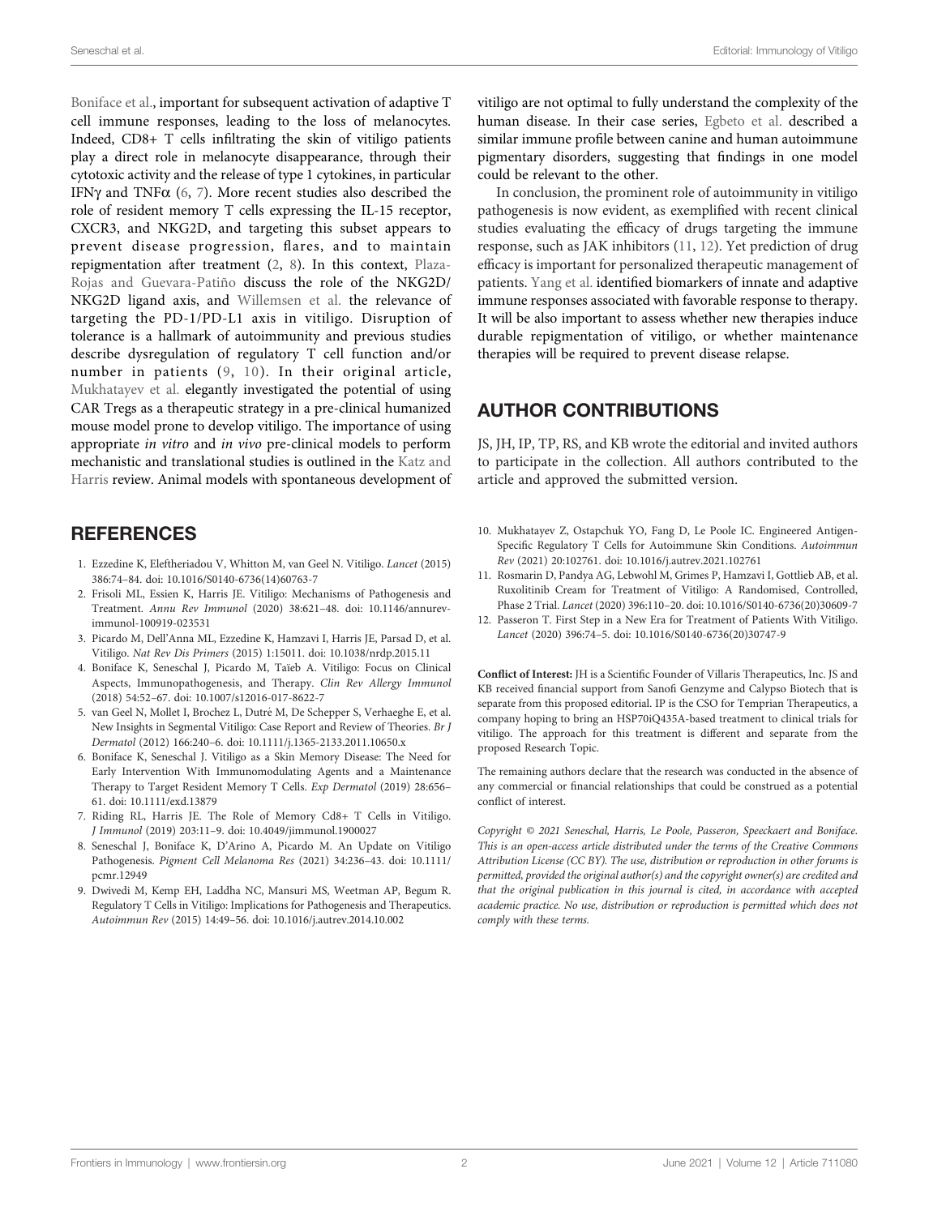Boniface et al., important for subsequent activation of adaptive T cell immune responses, leading to the loss of melanocytes. Indeed, CD8+ T cells infiltrating the skin of vitiligo patients play a direct role in melanocyte disappearance, through their cytotoxic activity and the release of type 1 cytokines, in particular IFNγ and TNFα (6, 7). More recent studies also described the role of resident memory T cells expressing the IL-15 receptor, CXCR3, and NKG2D, and targeting this subset appears to prevent disease progression, flares, and to maintain repigmentation after treatment (2, 8). In this context, Plaza-Rojas and Guevara-Patiño discuss the role of the NKG2D/NKG2D ligand axis, and Willemsen et al. the relevance of targeting the PD-1/PD-L1 axis in vitiligo. Disruption of tolerance is a hallmark of autoimmunity and previous studies describe dysregulation of regulatory T cell function and/or number in patients (9, 10). In their original article, Mukhatayev et al. elegantly investigated the potential of using CAR Tregs as a therapeutic strategy in a pre-clinical humanized mouse model prone to develop vitiligo. The importance of using appropriate *in vitro* and *in vivo* pre-clinical models to perform mechanistic and translational studies is outlined in the Katz and Harris review. Animal models with spontaneous development of vitiligo are not optimal to fully understand the complexity of the human disease. In their case series, Egbeto et al. described a similar immune profile between canine and human autoimmune pigmentary disorders, suggesting that findings in one model could be relevant to the other.

In conclusion, the prominent role of autoimmunity in vitiligo pathogenesis is now evident, as exemplified with recent clinical studies evaluating the efficacy of drugs targeting the immune response, such as JAK inhibitors (11, 12). Yet prediction of drug efficacy is important for personalized therapeutic management of patients. Yang et al. identified biomarkers of innate and adaptive immune responses associated with favorable response to therapy. It will be also important to assess whether new therapies induce durable repigmentation of vitiligo, or whether maintenance therapies will be required to prevent disease relapse.

## AUTHOR CONTRIBUTIONS

JS, JH, IP, TP, RS, and KB wrote the editorial and invited authors to participate in the collection. All authors contributed to the article and approved the submitted version.

## REFERENCES

1. Ezzedine K, Eleftheriadou V, Whitton M, van Geel N. Vitiligo. *Lancet* (2015) 386:74–84. doi: 10.1016/S0140-6736(14)60763-7
2. Frisoli ML, Essien K, Harris JE. Vitiligo: Mechanisms of Pathogenesis and Treatment. *Annu Rev Immunol* (2020) 38:621–48. doi: 10.1146/annurev-immunol-100919-023531
3. Picardo M, Dell'Anna ML, Ezzedine K, Hamzavi I, Harris JE, Parsad D, et al. Vitiligo. *Nat Rev Dis Primers* (2015) 1:15011. doi: 10.1038/nrdp.2015.11
4. Boniface K, Seneschal J, Picardo M, Taïeb A. Vitiligo: Focus on Clinical Aspects, Immunopathogenesis, and Therapy. *Clin Rev Allergy Immunol* (2018) 54:52–67. doi: 10.1007/s12016-017-8622-7
5. van Geel N, Mollet I, Brochez L, Dutré M, De Schepper S, Verhaeghe E, et al. New Insights in Segmental Vitiligo: Case Report and Review of Theories. *Br J Dermatol* (2012) 166:240–6. doi: 10.1111/j.1365-2133.2011.10650.x
6. Boniface K, Seneschal J. Vitiligo as a Skin Memory Disease: The Need for Early Intervention With Immunomodulating Agents and a Maintenance Therapy to Target Resident Memory T Cells. *Exp Dermatol* (2019) 28:656–61. doi: 10.1111/exd.13879
7. Riding RL, Harris JE. The Role of Memory Cd8+ T Cells in Vitiligo. *J Immunol* (2019) 203:11–9. doi: 10.4049/jimmunol.1900027
8. Seneschal J, Boniface K, D'Arino A, Picardo M. An Update on Vitiligo Pathogenesis. *Pigment Cell Melanoma Res* (2021) 34:236–43. doi: 10.1111/pcmr.12949
9. Dwivedi M, Kemp EH, Laddha NC, Mansuri MS, Weetman AP, Begum R. Regulatory T Cells in Vitiligo: Implications for Pathogenesis and Therapeutics. *Autoimmun Rev* (2015) 14:49–56. doi: 10.1016/j.autrev.2014.10.002
10. Mukhatayev Z, Ostapchuk YO, Fang D, Le Poole IC. Engineered Antigen-Specific Regulatory T Cells for Autoimmune Skin Conditions. *Autoimmun Rev* (2021) 20:102761. doi: 10.1016/j.autrev.2021.102761
11. Rosmarin D, Pandya AG, Lebwohl M, Grimes P, Hamzavi I, Gottlieb AB, et al. Ruxolitinib Cream for Treatment of Vitiligo: A Randomised, Controlled, Phase 2 Trial. *Lancet* (2020) 396:110–20. doi: 10.1016/S0140-6736(20)30609-7
12. Passeron T. First Step in a New Era for Treatment of Patients With Vitiligo. *Lancet* (2020) 396:74–5. doi: 10.1016/S0140-6736(20)30747-9

**Conflict of Interest:** JH is a Scientific Founder of Villaris Therapeutics, Inc. JS and KB received financial support from Sanofi Genzyme and Calypso Biotech that is separate from this proposed editorial. IP is the CSO for Temprian Therapeutics, a company hoping to bring an HSP70iQ435A-based treatment to clinical trials for vitiligo. The approach for this treatment is different and separate from the proposed Research Topic.

The remaining authors declare that the research was conducted in the absence of any commercial or financial relationships that could be construed as a potential conflict of interest.

*Copyright © 2021 Seneschal, Harris, Le Poole, Passeron, Speeckaert and Boniface. This is an open-access article distributed under the terms of the Creative Commons Attribution License (CC BY). The use, distribution or reproduction in other forums is permitted, provided the original author(s) and the copyright owner(s) are credited and that the original publication in this journal is cited, in accordance with accepted academic practice. No use, distribution or reproduction is permitted which does not comply with these terms.*